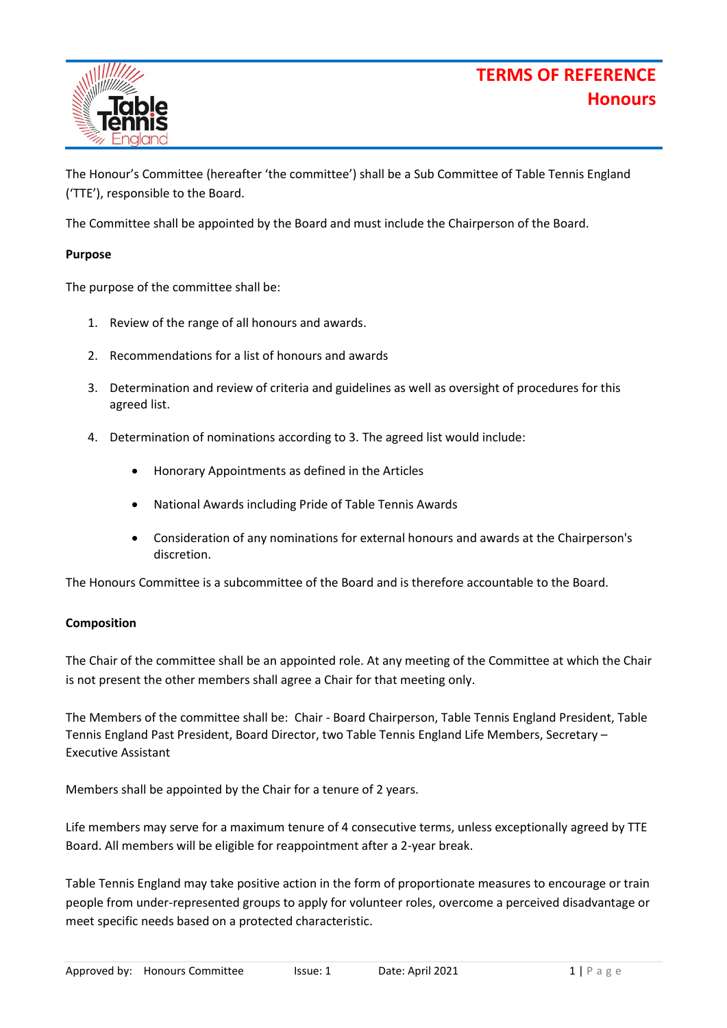# TERMS OF REFERENCE
## Honours

The Honour's Committee (hereafter 'the committee') shall be a Sub Committee of Table Tennis England ('TTE'), responsible to the Board.

The Committee shall be appointed by the Board and must include the Chairperson of the Board.

**Purpose**

The purpose of the committee shall be:

1. Review of the range of all honours and awards.
2. Recommendations for a list of honours and awards
3. Determination and review of criteria and guidelines as well as oversight of procedures for this agreed list.
4. Determination of nominations according to 3. The agreed list would include:
   - Honorary Appointments as defined in the Articles
   - National Awards including Pride of Table Tennis Awards
   - Consideration of any nominations for external honours and awards at the Chairperson's discretion.

The Honours Committee is a subcommittee of the Board and is therefore accountable to the Board.

**Composition**

The Chair of the committee shall be an appointed role. At any meeting of the Committee at which the Chair is not present the other members shall agree a Chair for that meeting only.

The Members of the committee shall be: Chair - Board Chairperson, Table Tennis England President, Table Tennis England Past President, Board Director, two Table Tennis England Life Members, Secretary – Executive Assistant

Members shall be appointed by the Chair for a tenure of 2 years.

Life members may serve for a maximum tenure of 4 consecutive terms, unless exceptionally agreed by TTE Board. All members will be eligible for reappointment after a 2-year break.

Table Tennis England may take positive action in the form of proportionate measures to encourage or train people from under-represented groups to apply for volunteer roles, overcome a perceived disadvantage or meet specific needs based on a protected characteristic.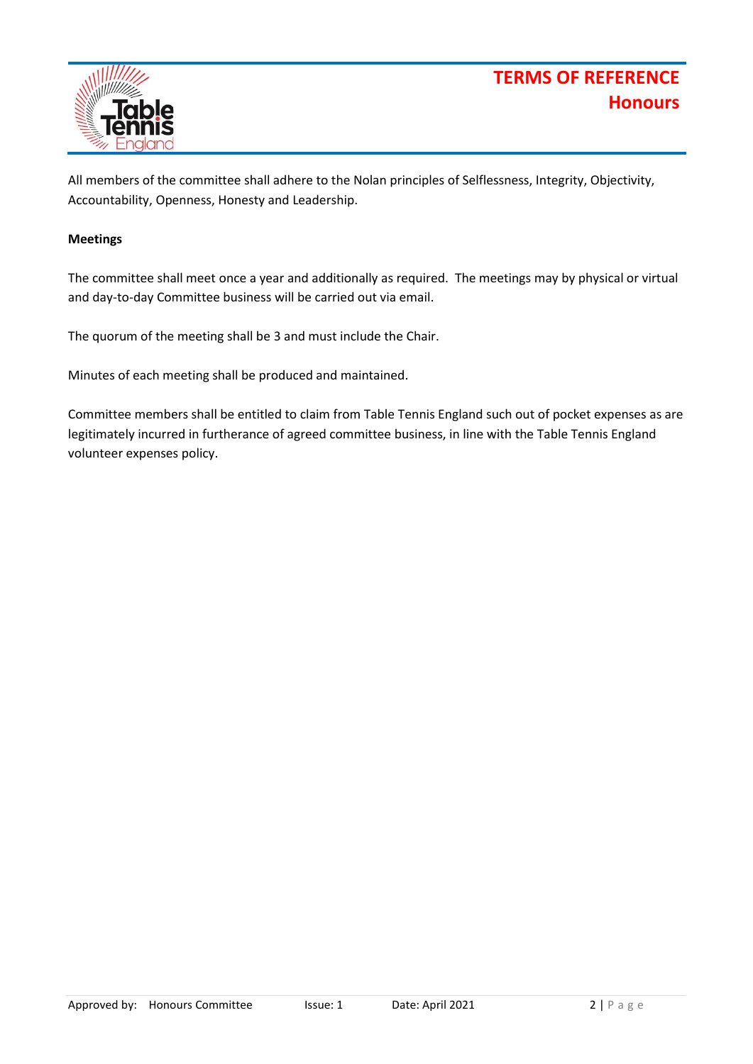All members of the committee shall adhere to the Nolan principles of Selflessness, Integrity, Objectivity, Accountability, Openness, Honesty and Leadership.

**Meetings**

The committee shall meet once a year and additionally as required. The meetings may by physical or virtual and day-to-day Committee business will be carried out via email.

The quorum of the meeting shall be 3 and must include the Chair.

Minutes of each meeting shall be produced and maintained.

Committee members shall be entitled to claim from Table Tennis England such out of pocket expenses as are legitimately incurred in furtherance of agreed committee business, in line with the Table Tennis England volunteer expenses policy.